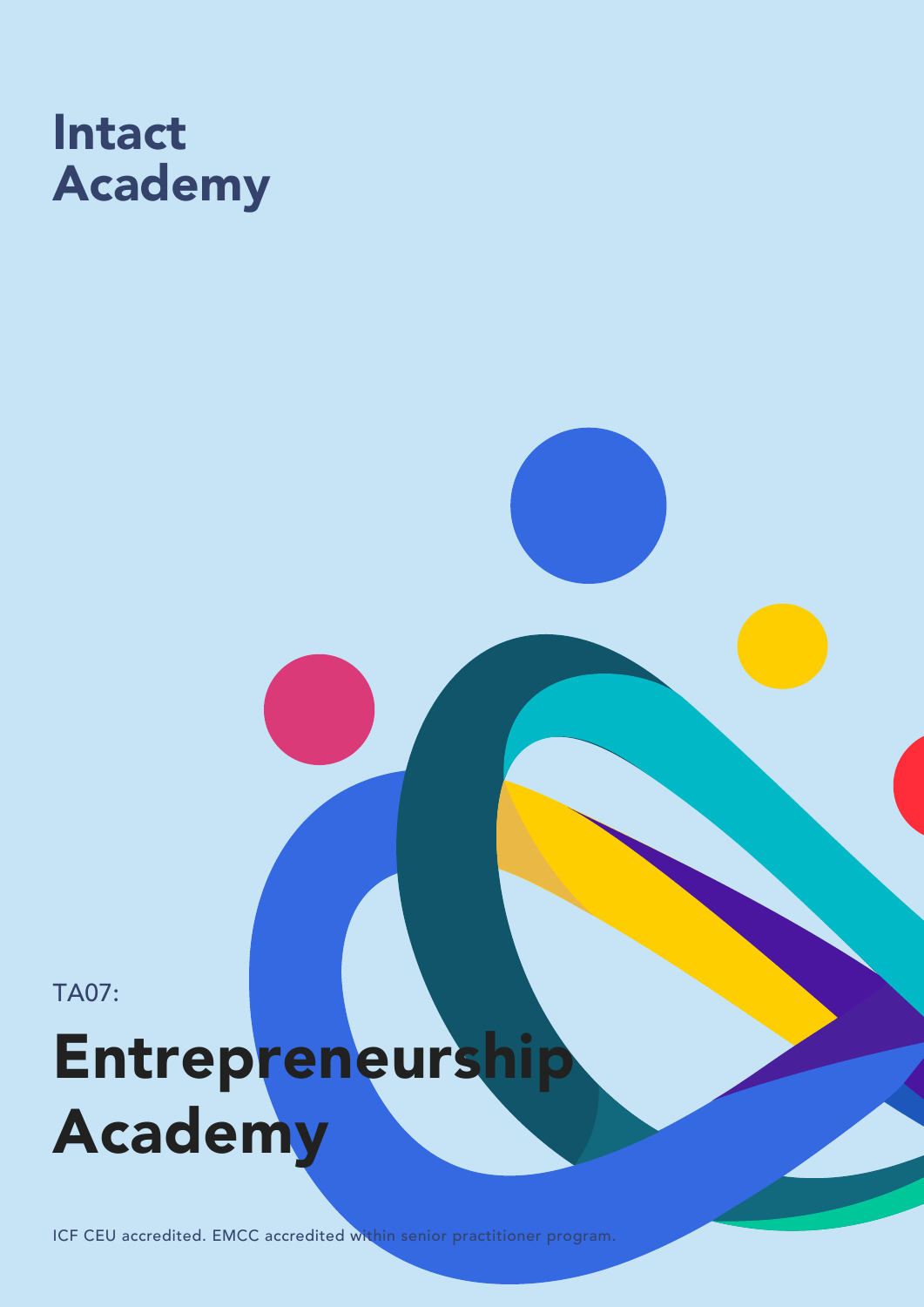Intact Academy

TA07:

# Entrepreneurship Academy

ICF CEU accredited. EMCC accredited within senior practitioner program.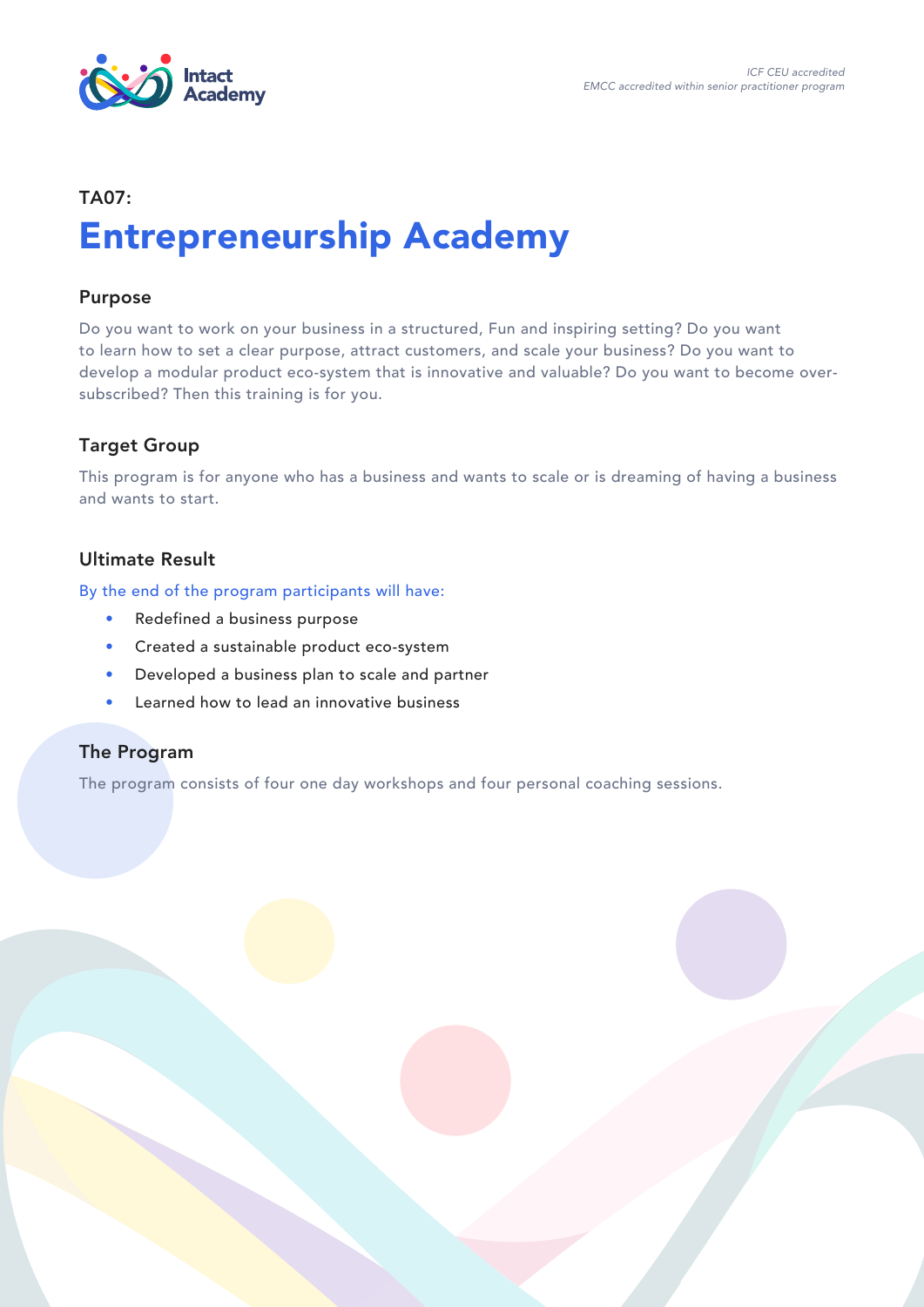*ICF CEU accredited*
*EMCC accredited within senior practitioner program*

**TA07:**

# Entrepreneurship Academy

## Purpose

Do you want to work on your business in a structured, Fun and inspiring setting? Do you want to learn how to set a clear purpose, attract customers, and scale your business? Do you want to develop a modular product eco-system that is innovative and valuable? Do you want to become over-subscribed? Then this training is for you.

## Target Group

This program is for anyone who has a business and wants to scale or is dreaming of having a business and wants to start.

## Ultimate Result

By the end of the program participants will have:

- Redefined a business purpose
- Created a sustainable product eco-system
- Developed a business plan to scale and partner
- Learned how to lead an innovative business

## The Program

The program consists of four one day workshops and four personal coaching sessions.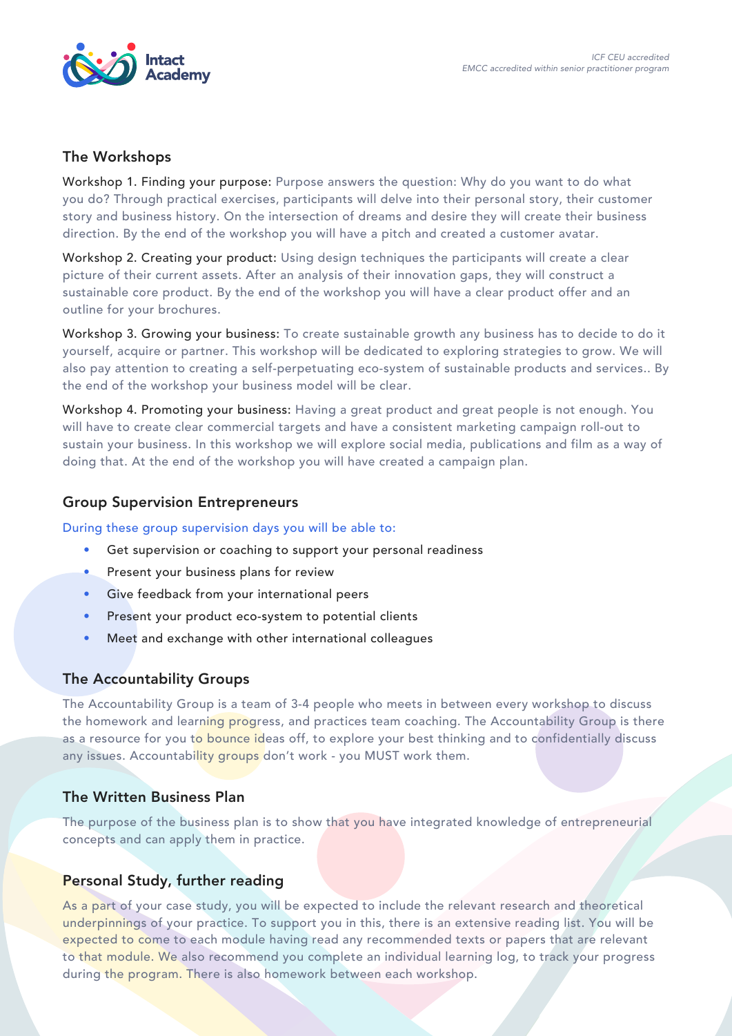## The Workshops

Workshop 1. Finding your purpose: Purpose answers the question: Why do you want to do what you do? Through practical exercises, participants will delve into their personal story, their customer story and business history. On the intersection of dreams and desire they will create their business direction. By the end of the workshop you will have a pitch and created a customer avatar.

Workshop 2. Creating your product: Using design techniques the participants will create a clear picture of their current assets. After an analysis of their innovation gaps, they will construct a sustainable core product. By the end of the workshop you will have a clear product offer and an outline for your brochures.

Workshop 3. Growing your business: To create sustainable growth any business has to decide to do it yourself, acquire or partner. This workshop will be dedicated to exploring strategies to grow. We will also pay attention to creating a self-perpetuating eco-system of sustainable products and services.. By the end of the workshop your business model will be clear.

Workshop 4. Promoting your business: Having a great product and great people is not enough. You will have to create clear commercial targets and have a consistent marketing campaign roll-out to sustain your business. In this workshop we will explore social media, publications and film as a way of doing that. At the end of the workshop you will have created a campaign plan.

## Group Supervision Entrepreneurs

During these group supervision days you will be able to:

- Get supervision or coaching to support your personal readiness
- Present your business plans for review
- Give feedback from your international peers
- Present your product eco-system to potential clients
- Meet and exchange with other international colleagues

## The Accountability Groups

The Accountability Group is a team of 3-4 people who meets in between every workshop to discuss the homework and learning progress, and practices team coaching. The Accountability Group is there as a resource for you to bounce ideas off, to explore your best thinking and to confidentially discuss any issues. Accountability groups don't work - you MUST work them.

## The Written Business Plan

The purpose of the business plan is to show that you have integrated knowledge of entrepreneurial concepts and can apply them in practice.

## Personal Study, further reading

As a part of your case study, you will be expected to include the relevant research and theoretical underpinnings of your practice. To support you in this, there is an extensive reading list. You will be expected to come to each module having read any recommended texts or papers that are relevant to that module. We also recommend you complete an individual learning log, to track your progress during the program. There is also homework between each workshop.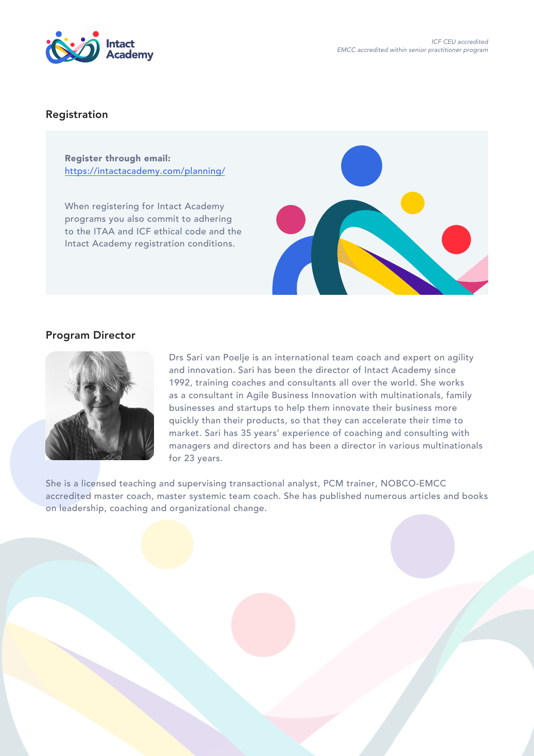*ICF CEU accredited*
*EMCC accredited within senior practitioner program*

## Registration

**Register through email:**
https://intactacademy.com/planning/

When registering for Intact Academy programs you also commit to adhering to the ITAA and ICF ethical code and the Intact Academy registration conditions.

## Program Director

Drs Sari van Poelje is an international team coach and expert on agility and innovation. Sari has been the director of Intact Academy since 1992, training coaches and consultants all over the world. She works as a consultant in Agile Business Innovation with multinationals, family businesses and startups to help them innovate their business more quickly than their products, so that they can accelerate their time to market. Sari has 35 years' experience of coaching and consulting with managers and directors and has been a director in various multinationals for 23 years.

She is a licensed teaching and supervising transactional analyst, PCM trainer, NOBCO-EMCC accredited master coach, master systemic team coach. She has published numerous articles and books on leadership, coaching and organizational change.